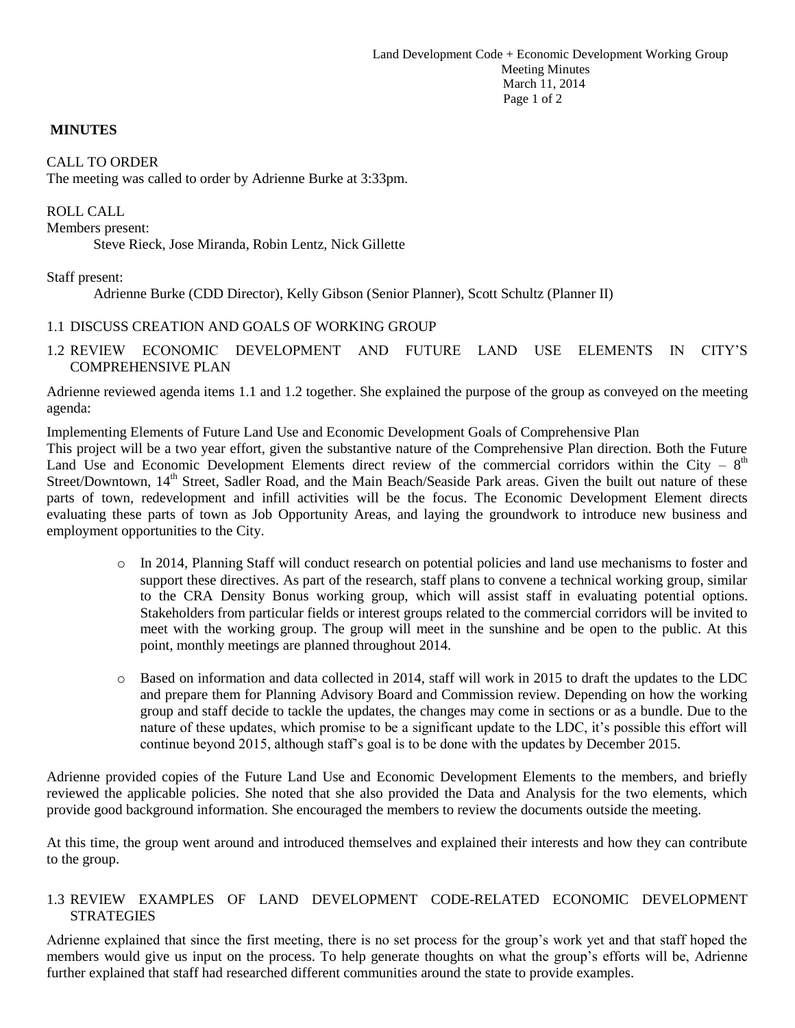**MINUTES**

CALL TO ORDER
The meeting was called to order by Adrienne Burke at 3:33pm.

ROLL CALL
Members present:

Steve Rieck, Jose Miranda, Robin Lentz, Nick Gillette

Staff present:

Adrienne Burke (CDD Director), Kelly Gibson (Senior Planner), Scott Schultz (Planner II)

1.1 DISCUSS CREATION AND GOALS OF WORKING GROUP

1.2 REVIEW ECONOMIC DEVELOPMENT AND FUTURE LAND USE ELEMENTS IN CITY'S COMPREHENSIVE PLAN

Adrienne reviewed agenda items 1.1 and 1.2 together. She explained the purpose of the group as conveyed on the meeting agenda:

Implementing Elements of Future Land Use and Economic Development Goals of Comprehensive Plan
This project will be a two year effort, given the substantive nature of the Comprehensive Plan direction. Both the Future Land Use and Economic Development Elements direct review of the commercial corridors within the City – 8th Street/Downtown, 14th Street, Sadler Road, and the Main Beach/Seaside Park areas. Given the built out nature of these parts of town, redevelopment and infill activities will be the focus. The Economic Development Element directs evaluating these parts of town as Job Opportunity Areas, and laying the groundwork to introduce new business and employment opportunities to the City.

- In 2014, Planning Staff will conduct research on potential policies and land use mechanisms to foster and support these directives. As part of the research, staff plans to convene a technical working group, similar to the CRA Density Bonus working group, which will assist staff in evaluating potential options. Stakeholders from particular fields or interest groups related to the commercial corridors will be invited to meet with the working group. The group will meet in the sunshine and be open to the public. At this point, monthly meetings are planned throughout 2014.

- Based on information and data collected in 2014, staff will work in 2015 to draft the updates to the LDC and prepare them for Planning Advisory Board and Commission review. Depending on how the working group and staff decide to tackle the updates, the changes may come in sections or as a bundle. Due to the nature of these updates, which promise to be a significant update to the LDC, it's possible this effort will continue beyond 2015, although staff's goal is to be done with the updates by December 2015.

Adrienne provided copies of the Future Land Use and Economic Development Elements to the members, and briefly reviewed the applicable policies. She noted that she also provided the Data and Analysis for the two elements, which provide good background information. She encouraged the members to review the documents outside the meeting.

At this time, the group went around and introduced themselves and explained their interests and how they can contribute to the group.

1.3 REVIEW EXAMPLES OF LAND DEVELOPMENT CODE-RELATED ECONOMIC DEVELOPMENT STRATEGIES

Adrienne explained that since the first meeting, there is no set process for the group's work yet and that staff hoped the members would give us input on the process. To help generate thoughts on what the group's efforts will be, Adrienne further explained that staff had researched different communities around the state to provide examples.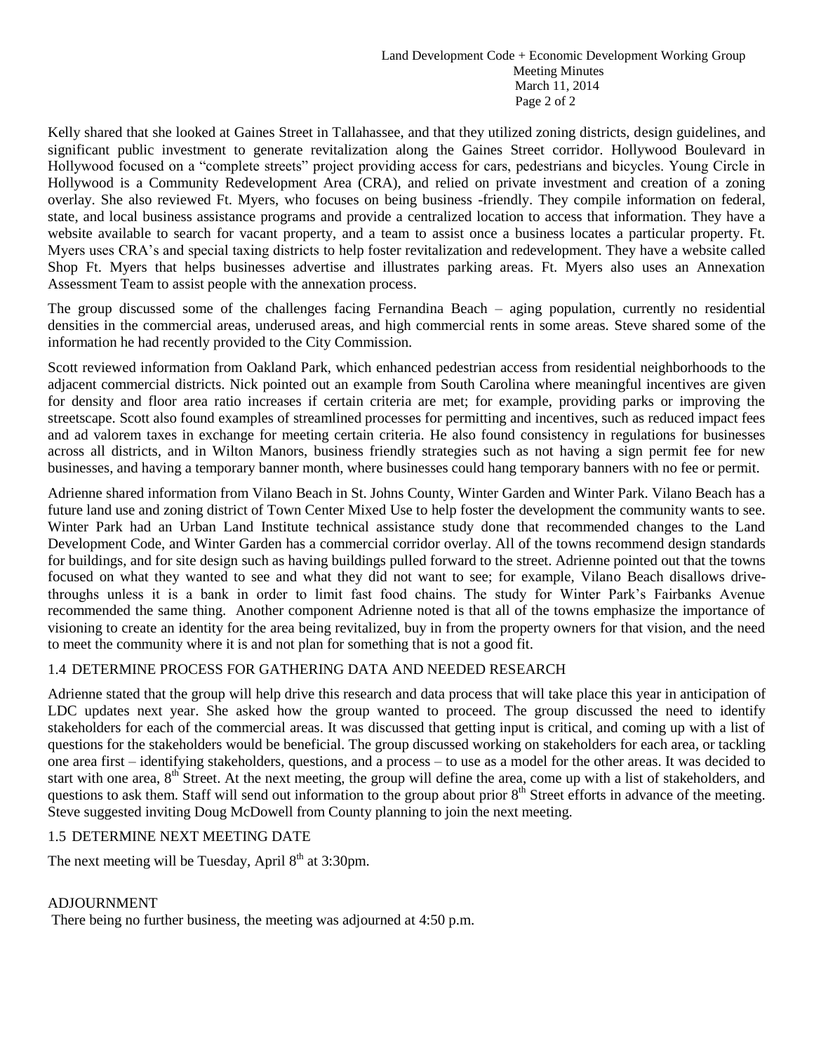Kelly shared that she looked at Gaines Street in Tallahassee, and that they utilized zoning districts, design guidelines, and significant public investment to generate revitalization along the Gaines Street corridor. Hollywood Boulevard in Hollywood focused on a "complete streets" project providing access for cars, pedestrians and bicycles. Young Circle in Hollywood is a Community Redevelopment Area (CRA), and relied on private investment and creation of a zoning overlay. She also reviewed Ft. Myers, who focuses on being business -friendly. They compile information on federal, state, and local business assistance programs and provide a centralized location to access that information. They have a website available to search for vacant property, and a team to assist once a business locates a particular property. Ft. Myers uses CRA's and special taxing districts to help foster revitalization and redevelopment. They have a website called Shop Ft. Myers that helps businesses advertise and illustrates parking areas. Ft. Myers also uses an Annexation Assessment Team to assist people with the annexation process.

The group discussed some of the challenges facing Fernandina Beach – aging population, currently no residential densities in the commercial areas, underused areas, and high commercial rents in some areas. Steve shared some of the information he had recently provided to the City Commission.

Scott reviewed information from Oakland Park, which enhanced pedestrian access from residential neighborhoods to the adjacent commercial districts. Nick pointed out an example from South Carolina where meaningful incentives are given for density and floor area ratio increases if certain criteria are met; for example, providing parks or improving the streetscape. Scott also found examples of streamlined processes for permitting and incentives, such as reduced impact fees and ad valorem taxes in exchange for meeting certain criteria. He also found consistency in regulations for businesses across all districts, and in Wilton Manors, business friendly strategies such as not having a sign permit fee for new businesses, and having a temporary banner month, where businesses could hang temporary banners with no fee or permit.

Adrienne shared information from Vilano Beach in St. Johns County, Winter Garden and Winter Park. Vilano Beach has a future land use and zoning district of Town Center Mixed Use to help foster the development the community wants to see. Winter Park had an Urban Land Institute technical assistance study done that recommended changes to the Land Development Code, and Winter Garden has a commercial corridor overlay. All of the towns recommend design standards for buildings, and for site design such as having buildings pulled forward to the street. Adrienne pointed out that the towns focused on what they wanted to see and what they did not want to see; for example, Vilano Beach disallows drive-throughs unless it is a bank in order to limit fast food chains. The study for Winter Park's Fairbanks Avenue recommended the same thing. Another component Adrienne noted is that all of the towns emphasize the importance of visioning to create an identity for the area being revitalized, buy in from the property owners for that vision, and the need to meet the community where it is and not plan for something that is not a good fit.

## 1.4 DETERMINE PROCESS FOR GATHERING DATA AND NEEDED RESEARCH

Adrienne stated that the group will help drive this research and data process that will take place this year in anticipation of LDC updates next year. She asked how the group wanted to proceed. The group discussed the need to identify stakeholders for each of the commercial areas. It was discussed that getting input is critical, and coming up with a list of questions for the stakeholders would be beneficial. The group discussed working on stakeholders for each area, or tackling one area first – identifying stakeholders, questions, and a process – to use as a model for the other areas. It was decided to start with one area, 8th Street. At the next meeting, the group will define the area, come up with a list of stakeholders, and questions to ask them. Staff will send out information to the group about prior 8th Street efforts in advance of the meeting. Steve suggested inviting Doug McDowell from County planning to join the next meeting.

## 1.5 DETERMINE NEXT MEETING DATE

The next meeting will be Tuesday, April 8th at 3:30pm.

## ADJOURNMENT

There being no further business, the meeting was adjourned at 4:50 p.m.